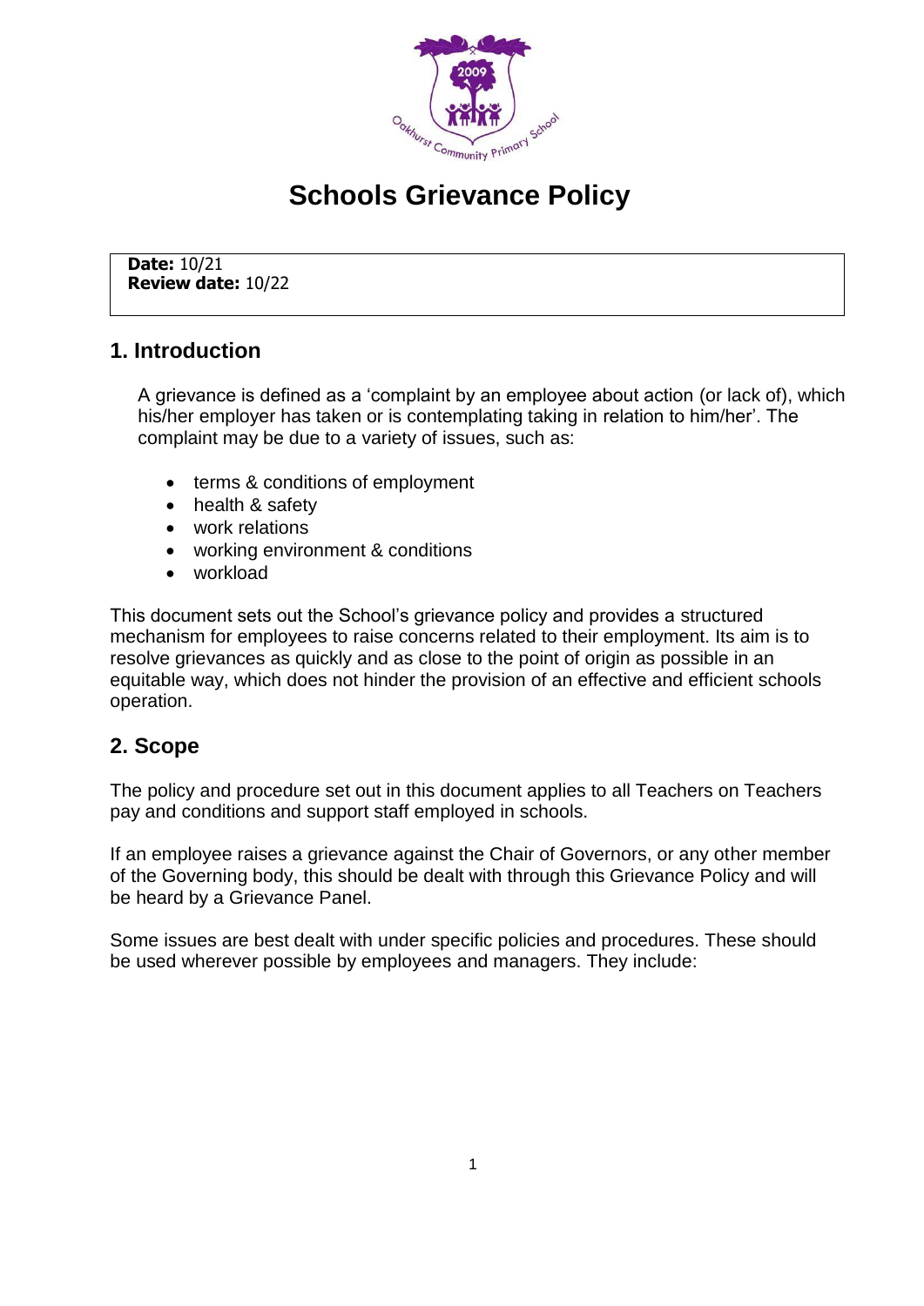# Schools Grievance Policy

**Date:** 10/21
**Review date:** 10/22

## 1. Introduction

A grievance is defined as a 'complaint by an employee about action (or lack of), which his/her employer has taken or is contemplating taking in relation to him/her'. The complaint may be due to a variety of issues, such as:

- terms & conditions of employment
- health & safety
- work relations
- working environment & conditions
- workload

This document sets out the School's grievance policy and provides a structured mechanism for employees to raise concerns related to their employment. Its aim is to resolve grievances as quickly and as close to the point of origin as possible in an equitable way, which does not hinder the provision of an effective and efficient schools operation.

## 2. Scope

The policy and procedure set out in this document applies to all Teachers on Teachers pay and conditions and support staff employed in schools.

If an employee raises a grievance against the Chair of Governors, or any other member of the Governing body, this should be dealt with through this Grievance Policy and will be heard by a Grievance Panel.

Some issues are best dealt with under specific policies and procedures. These should be used wherever possible by employees and managers. They include: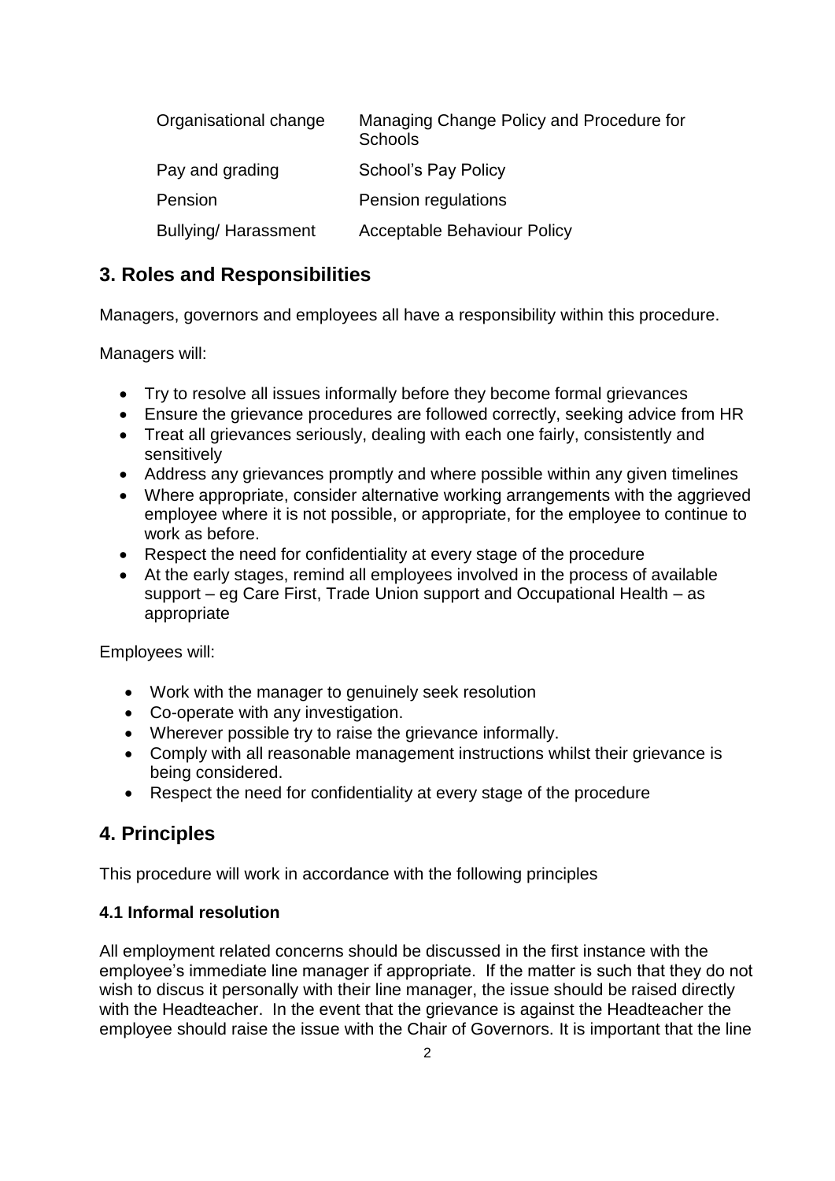| | |
|---|---|
| Organisational change | Managing Change Policy and Procedure for Schools |
| Pay and grading | School's Pay Policy |
| Pension | Pension regulations |
| Bullying/ Harassment | Acceptable Behaviour Policy |

## 3. Roles and Responsibilities

Managers, governors and employees all have a responsibility within this procedure.

Managers will:

- Try to resolve all issues informally before they become formal grievances
- Ensure the grievance procedures are followed correctly, seeking advice from HR
- Treat all grievances seriously, dealing with each one fairly, consistently and sensitively
- Address any grievances promptly and where possible within any given timelines
- Where appropriate, consider alternative working arrangements with the aggrieved employee where it is not possible, or appropriate, for the employee to continue to work as before.
- Respect the need for confidentiality at every stage of the procedure
- At the early stages, remind all employees involved in the process of available support – eg Care First, Trade Union support and Occupational Health – as appropriate

Employees will:

- Work with the manager to genuinely seek resolution
- Co-operate with any investigation.
- Wherever possible try to raise the grievance informally.
- Comply with all reasonable management instructions whilst their grievance is being considered.
- Respect the need for confidentiality at every stage of the procedure

## 4. Principles

This procedure will work in accordance with the following principles

### 4.1 Informal resolution

All employment related concerns should be discussed in the first instance with the employee's immediate line manager if appropriate. If the matter is such that they do not wish to discus it personally with their line manager, the issue should be raised directly with the Headteacher. In the event that the grievance is against the Headteacher the employee should raise the issue with the Chair of Governors. It is important that the line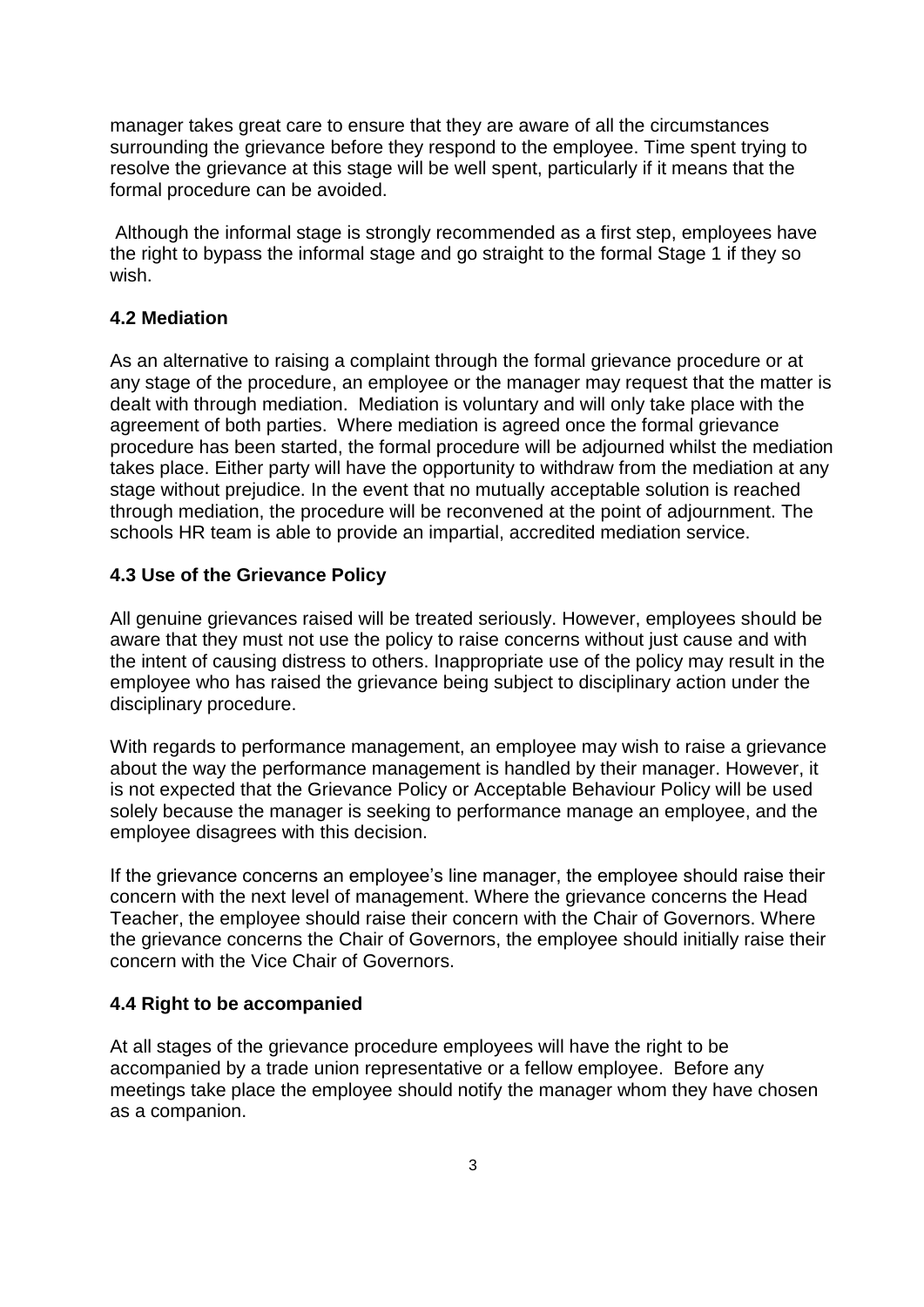manager takes great care to ensure that they are aware of all the circumstances surrounding the grievance before they respond to the employee. Time spent trying to resolve the grievance at this stage will be well spent, particularly if it means that the formal procedure can be avoided.

Although the informal stage is strongly recommended as a first step, employees have the right to bypass the informal stage and go straight to the formal Stage 1 if they so wish.

### 4.2 Mediation

As an alternative to raising a complaint through the formal grievance procedure or at any stage of the procedure, an employee or the manager may request that the matter is dealt with through mediation. Mediation is voluntary and will only take place with the agreement of both parties. Where mediation is agreed once the formal grievance procedure has been started, the formal procedure will be adjourned whilst the mediation takes place. Either party will have the opportunity to withdraw from the mediation at any stage without prejudice. In the event that no mutually acceptable solution is reached through mediation, the procedure will be reconvened at the point of adjournment. The schools HR team is able to provide an impartial, accredited mediation service.

### 4.3 Use of the Grievance Policy

All genuine grievances raised will be treated seriously. However, employees should be aware that they must not use the policy to raise concerns without just cause and with the intent of causing distress to others. Inappropriate use of the policy may result in the employee who has raised the grievance being subject to disciplinary action under the disciplinary procedure.

With regards to performance management, an employee may wish to raise a grievance about the way the performance management is handled by their manager. However, it is not expected that the Grievance Policy or Acceptable Behaviour Policy will be used solely because the manager is seeking to performance manage an employee, and the employee disagrees with this decision.

If the grievance concerns an employee's line manager, the employee should raise their concern with the next level of management. Where the grievance concerns the Head Teacher, the employee should raise their concern with the Chair of Governors. Where the grievance concerns the Chair of Governors, the employee should initially raise their concern with the Vice Chair of Governors.

### 4.4 Right to be accompanied

At all stages of the grievance procedure employees will have the right to be accompanied by a trade union representative or a fellow employee. Before any meetings take place the employee should notify the manager whom they have chosen as a companion.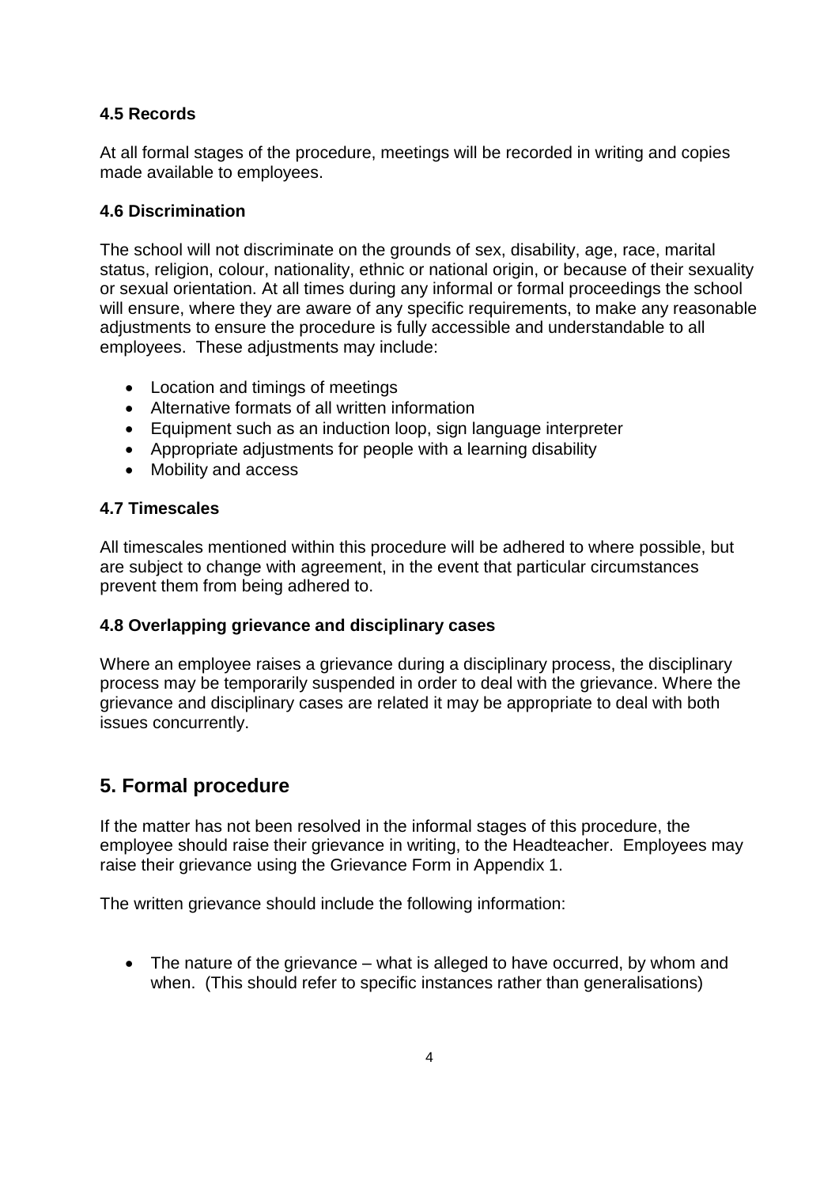### 4.5 Records

At all formal stages of the procedure, meetings will be recorded in writing and copies made available to employees.

### 4.6 Discrimination

The school will not discriminate on the grounds of sex, disability, age, race, marital status, religion, colour, nationality, ethnic or national origin, or because of their sexuality or sexual orientation. At all times during any informal or formal proceedings the school will ensure, where they are aware of any specific requirements, to make any reasonable adjustments to ensure the procedure is fully accessible and understandable to all employees. These adjustments may include:

- Location and timings of meetings
- Alternative formats of all written information
- Equipment such as an induction loop, sign language interpreter
- Appropriate adjustments for people with a learning disability
- Mobility and access

### 4.7 Timescales

All timescales mentioned within this procedure will be adhered to where possible, but are subject to change with agreement, in the event that particular circumstances prevent them from being adhered to.

### 4.8 Overlapping grievance and disciplinary cases

Where an employee raises a grievance during a disciplinary process, the disciplinary process may be temporarily suspended in order to deal with the grievance. Where the grievance and disciplinary cases are related it may be appropriate to deal with both issues concurrently.

## 5. Formal procedure

If the matter has not been resolved in the informal stages of this procedure, the employee should raise their grievance in writing, to the Headteacher. Employees may raise their grievance using the Grievance Form in Appendix 1.

The written grievance should include the following information:

- The nature of the grievance – what is alleged to have occurred, by whom and when. (This should refer to specific instances rather than generalisations)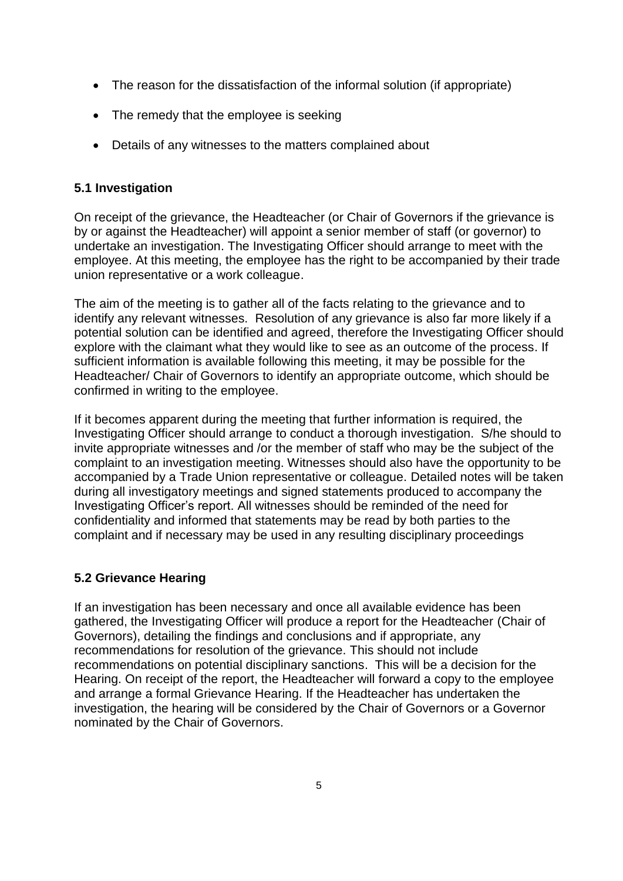- The reason for the dissatisfaction of the informal solution (if appropriate)
- The remedy that the employee is seeking
- Details of any witnesses to the matters complained about

### 5.1 Investigation

On receipt of the grievance, the Headteacher (or Chair of Governors if the grievance is by or against the Headteacher) will appoint a senior member of staff (or governor) to undertake an investigation. The Investigating Officer should arrange to meet with the employee. At this meeting, the employee has the right to be accompanied by their trade union representative or a work colleague.

The aim of the meeting is to gather all of the facts relating to the grievance and to identify any relevant witnesses. Resolution of any grievance is also far more likely if a potential solution can be identified and agreed, therefore the Investigating Officer should explore with the claimant what they would like to see as an outcome of the process. If sufficient information is available following this meeting, it may be possible for the Headteacher/ Chair of Governors to identify an appropriate outcome, which should be confirmed in writing to the employee.

If it becomes apparent during the meeting that further information is required, the Investigating Officer should arrange to conduct a thorough investigation. S/he should to invite appropriate witnesses and /or the member of staff who may be the subject of the complaint to an investigation meeting. Witnesses should also have the opportunity to be accompanied by a Trade Union representative or colleague. Detailed notes will be taken during all investigatory meetings and signed statements produced to accompany the Investigating Officer's report. All witnesses should be reminded of the need for confidentiality and informed that statements may be read by both parties to the complaint and if necessary may be used in any resulting disciplinary proceedings

### 5.2 Grievance Hearing

If an investigation has been necessary and once all available evidence has been gathered, the Investigating Officer will produce a report for the Headteacher (Chair of Governors), detailing the findings and conclusions and if appropriate, any recommendations for resolution of the grievance. This should not include recommendations on potential disciplinary sanctions. This will be a decision for the Hearing. On receipt of the report, the Headteacher will forward a copy to the employee and arrange a formal Grievance Hearing. If the Headteacher has undertaken the investigation, the hearing will be considered by the Chair of Governors or a Governor nominated by the Chair of Governors.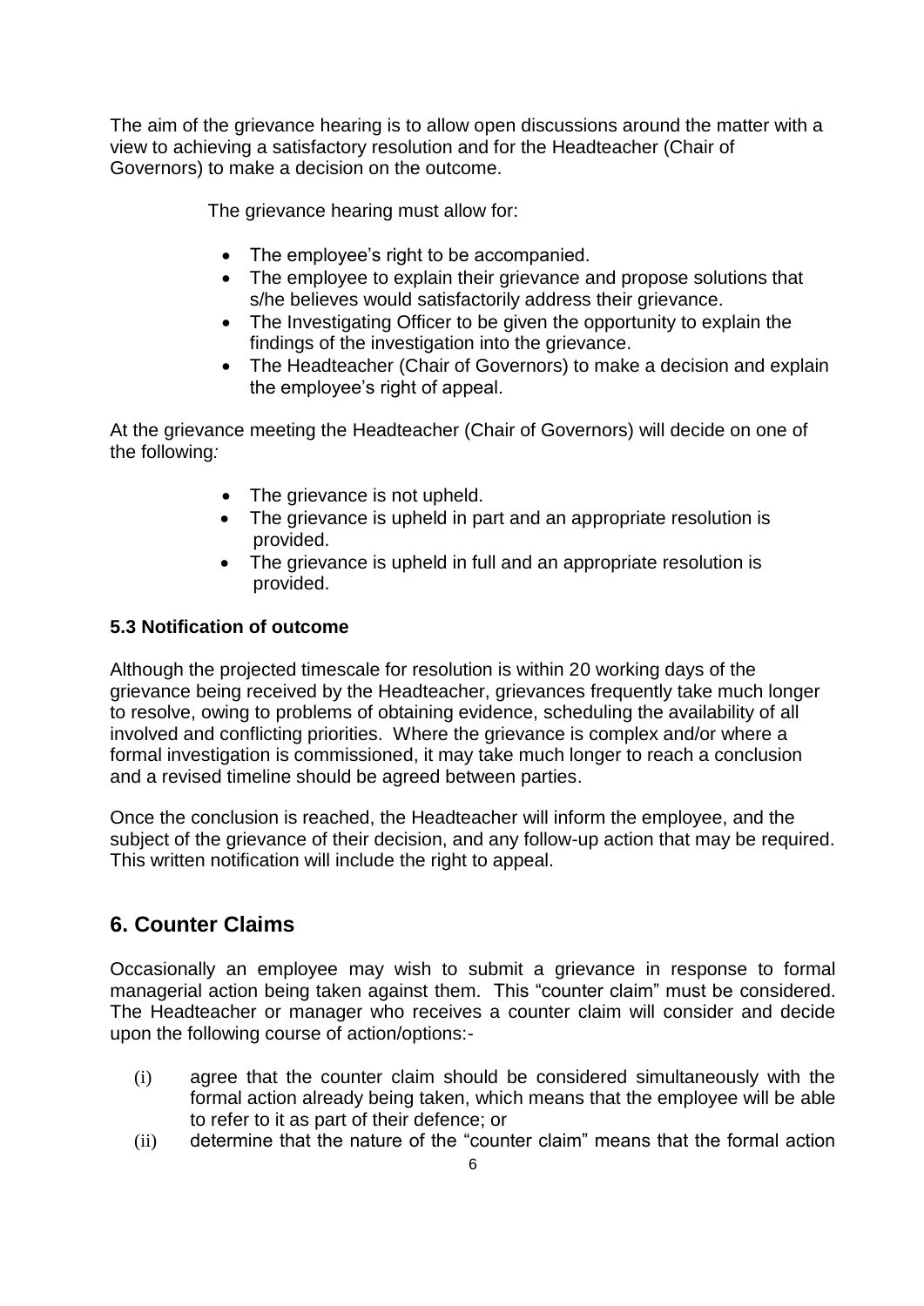The aim of the grievance hearing is to allow open discussions around the matter with a view to achieving a satisfactory resolution and for the Headteacher (Chair of Governors) to make a decision on the outcome.

The grievance hearing must allow for:

- The employee's right to be accompanied.
- The employee to explain their grievance and propose solutions that s/he believes would satisfactorily address their grievance.
- The Investigating Officer to be given the opportunity to explain the findings of the investigation into the grievance.
- The Headteacher (Chair of Governors) to make a decision and explain the employee's right of appeal.

At the grievance meeting the Headteacher (Chair of Governors) will decide on one of the following*:*

- The grievance is not upheld.
- The grievance is upheld in part and an appropriate resolution is provided.
- The grievance is upheld in full and an appropriate resolution is provided.

### 5.3 Notification of outcome

Although the projected timescale for resolution is within 20 working days of the grievance being received by the Headteacher, grievances frequently take much longer to resolve, owing to problems of obtaining evidence, scheduling the availability of all involved and conflicting priorities. Where the grievance is complex and/or where a formal investigation is commissioned, it may take much longer to reach a conclusion and a revised timeline should be agreed between parties.

Once the conclusion is reached, the Headteacher will inform the employee, and the subject of the grievance of their decision, and any follow-up action that may be required. This written notification will include the right to appeal.

## 6. Counter Claims

Occasionally an employee may wish to submit a grievance in response to formal managerial action being taken against them. This "counter claim" must be considered. The Headteacher or manager who receives a counter claim will consider and decide upon the following course of action/options:-

(i) agree that the counter claim should be considered simultaneously with the formal action already being taken, which means that the employee will be able to refer to it as part of their defence; or

(ii) determine that the nature of the "counter claim" means that the formal action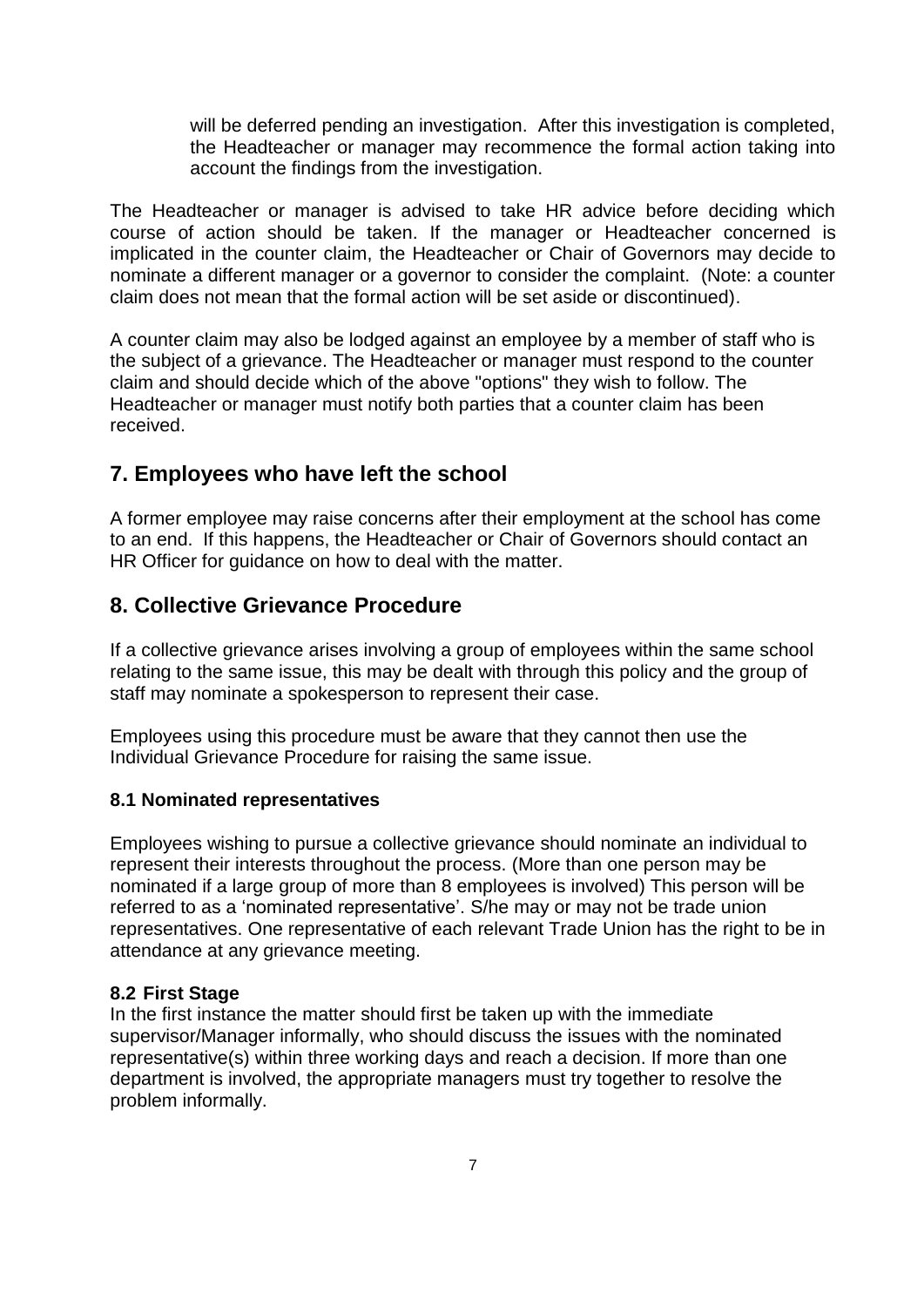will be deferred pending an investigation. After this investigation is completed, the Headteacher or manager may recommence the formal action taking into account the findings from the investigation.

The Headteacher or manager is advised to take HR advice before deciding which course of action should be taken. If the manager or Headteacher concerned is implicated in the counter claim, the Headteacher or Chair of Governors may decide to nominate a different manager or a governor to consider the complaint. (Note: a counter claim does not mean that the formal action will be set aside or discontinued).

A counter claim may also be lodged against an employee by a member of staff who is the subject of a grievance. The Headteacher or manager must respond to the counter claim and should decide which of the above "options" they wish to follow. The Headteacher or manager must notify both parties that a counter claim has been received.

## 7. Employees who have left the school

A former employee may raise concerns after their employment at the school has come to an end. If this happens, the Headteacher or Chair of Governors should contact an HR Officer for guidance on how to deal with the matter.

## 8. Collective Grievance Procedure

If a collective grievance arises involving a group of employees within the same school relating to the same issue, this may be dealt with through this policy and the group of staff may nominate a spokesperson to represent their case.

Employees using this procedure must be aware that they cannot then use the Individual Grievance Procedure for raising the same issue.

### 8.1 Nominated representatives

Employees wishing to pursue a collective grievance should nominate an individual to represent their interests throughout the process. (More than one person may be nominated if a large group of more than 8 employees is involved) This person will be referred to as a 'nominated representative'. S/he may or may not be trade union representatives. One representative of each relevant Trade Union has the right to be in attendance at any grievance meeting.

### 8.2 First Stage

In the first instance the matter should first be taken up with the immediate supervisor/Manager informally, who should discuss the issues with the nominated representative(s) within three working days and reach a decision. If more than one department is involved, the appropriate managers must try together to resolve the problem informally.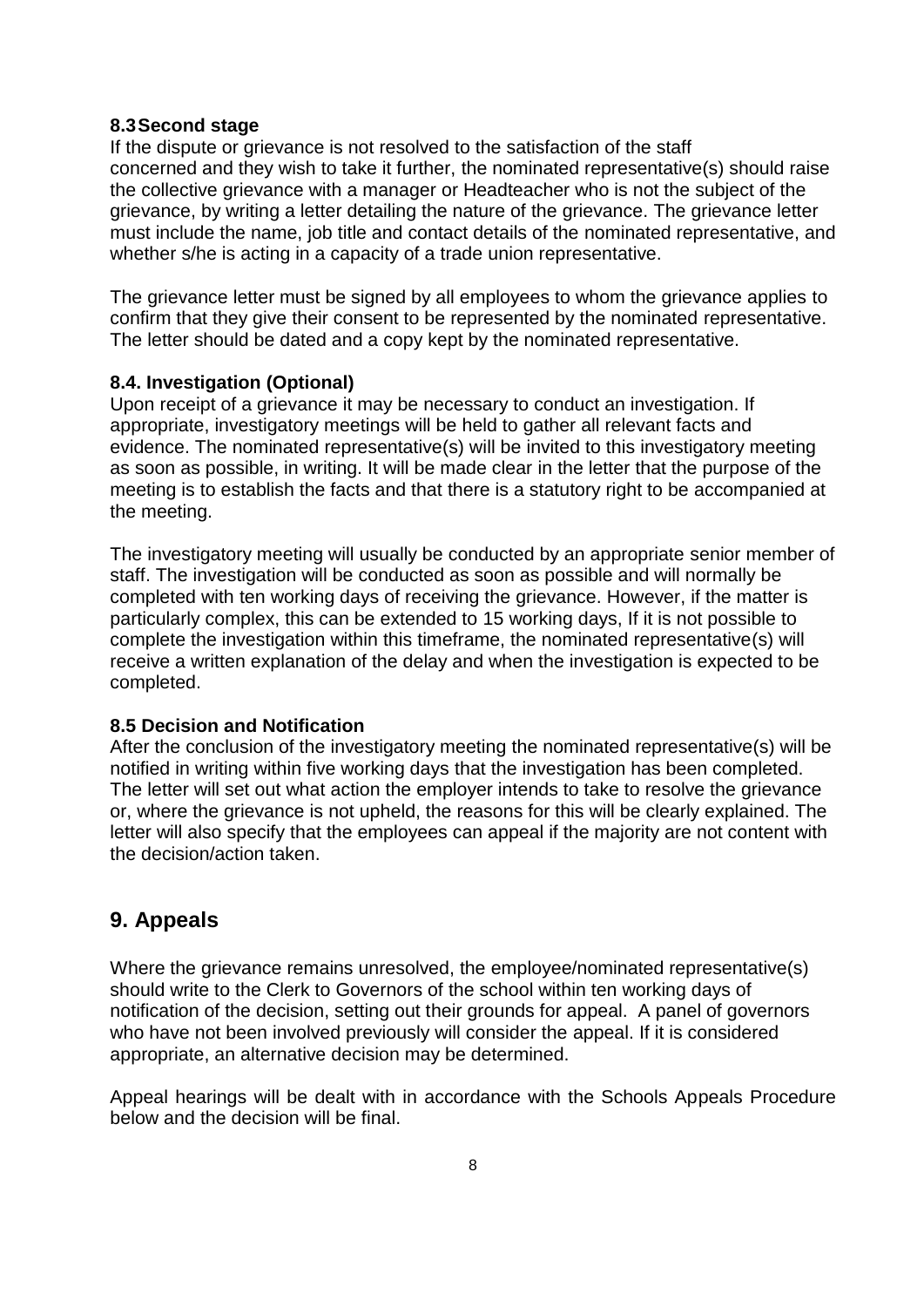### 8.3 Second stage

If the dispute or grievance is not resolved to the satisfaction of the staff concerned and they wish to take it further, the nominated representative(s) should raise the collective grievance with a manager or Headteacher who is not the subject of the grievance, by writing a letter detailing the nature of the grievance. The grievance letter must include the name, job title and contact details of the nominated representative, and whether s/he is acting in a capacity of a trade union representative.

The grievance letter must be signed by all employees to whom the grievance applies to confirm that they give their consent to be represented by the nominated representative. The letter should be dated and a copy kept by the nominated representative.

### 8.4. Investigation (Optional)

Upon receipt of a grievance it may be necessary to conduct an investigation. If appropriate, investigatory meetings will be held to gather all relevant facts and evidence. The nominated representative(s) will be invited to this investigatory meeting as soon as possible, in writing. It will be made clear in the letter that the purpose of the meeting is to establish the facts and that there is a statutory right to be accompanied at the meeting.

The investigatory meeting will usually be conducted by an appropriate senior member of staff. The investigation will be conducted as soon as possible and will normally be completed with ten working days of receiving the grievance. However, if the matter is particularly complex, this can be extended to 15 working days, If it is not possible to complete the investigation within this timeframe, the nominated representative(s) will receive a written explanation of the delay and when the investigation is expected to be completed.

### 8.5 Decision and Notification

After the conclusion of the investigatory meeting the nominated representative(s) will be notified in writing within five working days that the investigation has been completed. The letter will set out what action the employer intends to take to resolve the grievance or, where the grievance is not upheld, the reasons for this will be clearly explained. The letter will also specify that the employees can appeal if the majority are not content with the decision/action taken.

## 9. Appeals

Where the grievance remains unresolved, the employee/nominated representative(s) should write to the Clerk to Governors of the school within ten working days of notification of the decision, setting out their grounds for appeal. A panel of governors who have not been involved previously will consider the appeal. If it is considered appropriate, an alternative decision may be determined.

Appeal hearings will be dealt with in accordance with the Schools Appeals Procedure below and the decision will be final.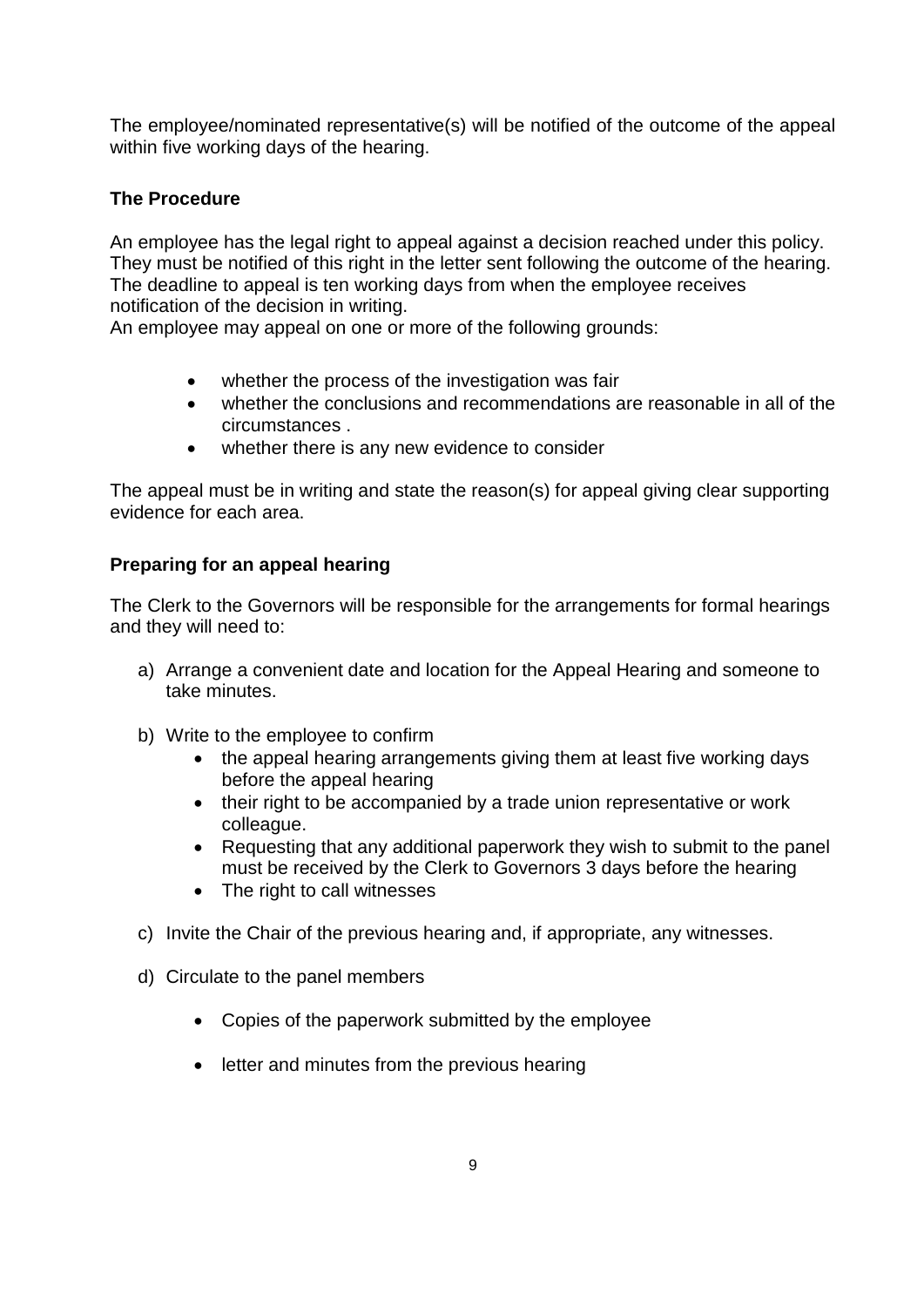The employee/nominated representative(s) will be notified of the outcome of the appeal within five working days of the hearing.

**The Procedure**

An employee has the legal right to appeal against a decision reached under this policy. They must be notified of this right in the letter sent following the outcome of the hearing. The deadline to appeal is ten working days from when the employee receives notification of the decision in writing.
An employee may appeal on one or more of the following grounds:

- whether the process of the investigation was fair
- whether the conclusions and recommendations are reasonable in all of the circumstances .
- whether there is any new evidence to consider

The appeal must be in writing and state the reason(s) for appeal giving clear supporting evidence for each area.

**Preparing for an appeal hearing**

The Clerk to the Governors will be responsible for the arrangements for formal hearings and they will need to:

a) Arrange a convenient date and location for the Appeal Hearing and someone to take minutes.

b) Write to the employee to confirm
   - the appeal hearing arrangements giving them at least five working days before the appeal hearing
   - their right to be accompanied by a trade union representative or work colleague.
   - Requesting that any additional paperwork they wish to submit to the panel must be received by the Clerk to Governors 3 days before the hearing
   - The right to call witnesses

c) Invite the Chair of the previous hearing and, if appropriate, any witnesses.

d) Circulate to the panel members

   - Copies of the paperwork submitted by the employee

   - letter and minutes from the previous hearing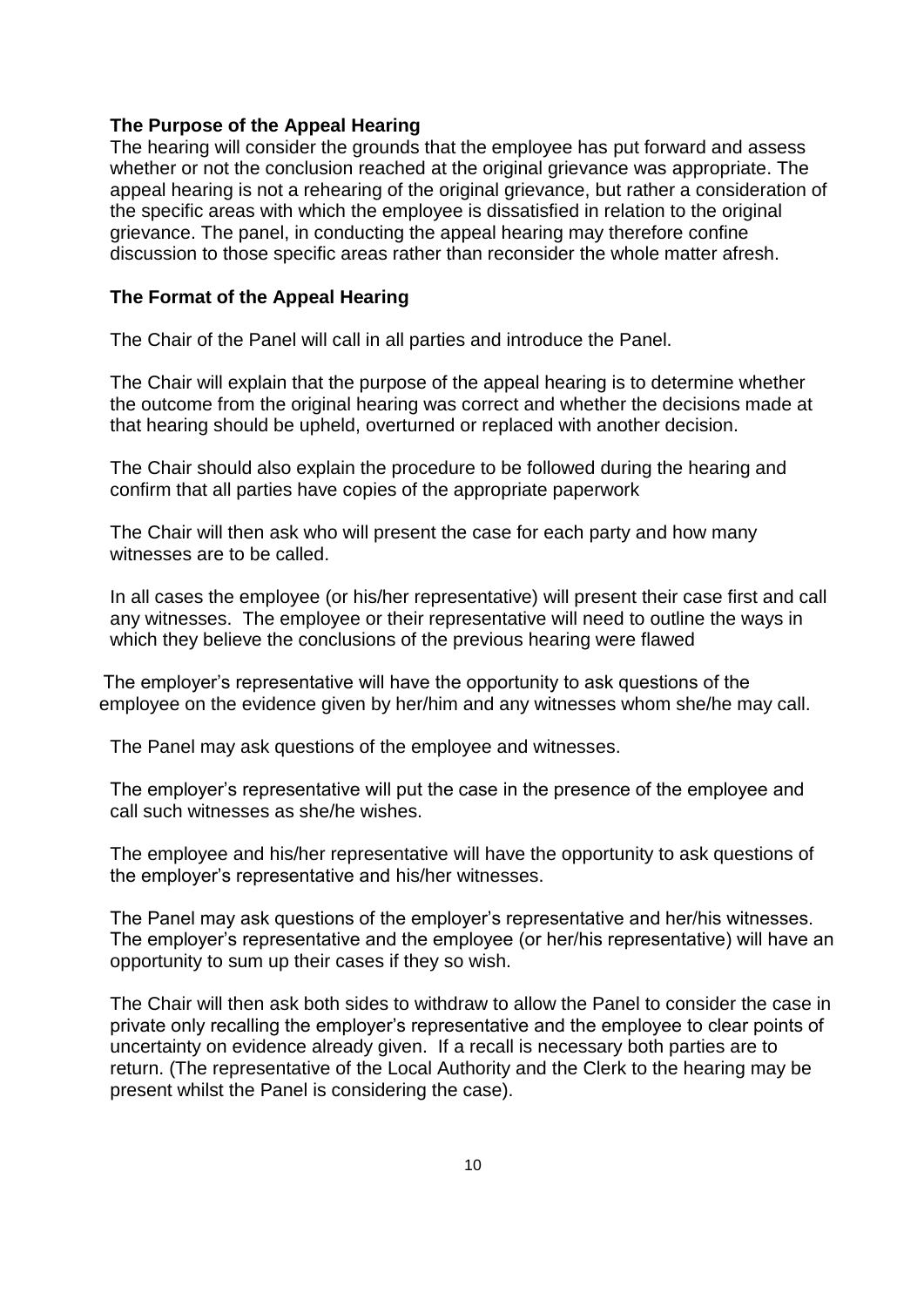### The Purpose of the Appeal Hearing

The hearing will consider the grounds that the employee has put forward and assess whether or not the conclusion reached at the original grievance was appropriate. The appeal hearing is not a rehearing of the original grievance, but rather a consideration of the specific areas with which the employee is dissatisfied in relation to the original grievance. The panel, in conducting the appeal hearing may therefore confine discussion to those specific areas rather than reconsider the whole matter afresh.

### The Format of the Appeal Hearing

The Chair of the Panel will call in all parties and introduce the Panel.

The Chair will explain that the purpose of the appeal hearing is to determine whether the outcome from the original hearing was correct and whether the decisions made at that hearing should be upheld, overturned or replaced with another decision.

The Chair should also explain the procedure to be followed during the hearing and confirm that all parties have copies of the appropriate paperwork

The Chair will then ask who will present the case for each party and how many witnesses are to be called.

In all cases the employee (or his/her representative) will present their case first and call any witnesses. The employee or their representative will need to outline the ways in which they believe the conclusions of the previous hearing were flawed

The employer's representative will have the opportunity to ask questions of the employee on the evidence given by her/him and any witnesses whom she/he may call.

The Panel may ask questions of the employee and witnesses.

The employer's representative will put the case in the presence of the employee and call such witnesses as she/he wishes.

The employee and his/her representative will have the opportunity to ask questions of the employer's representative and his/her witnesses.

The Panel may ask questions of the employer's representative and her/his witnesses. The employer's representative and the employee (or her/his representative) will have an opportunity to sum up their cases if they so wish.

The Chair will then ask both sides to withdraw to allow the Panel to consider the case in private only recalling the employer's representative and the employee to clear points of uncertainty on evidence already given. If a recall is necessary both parties are to return. (The representative of the Local Authority and the Clerk to the hearing may be present whilst the Panel is considering the case).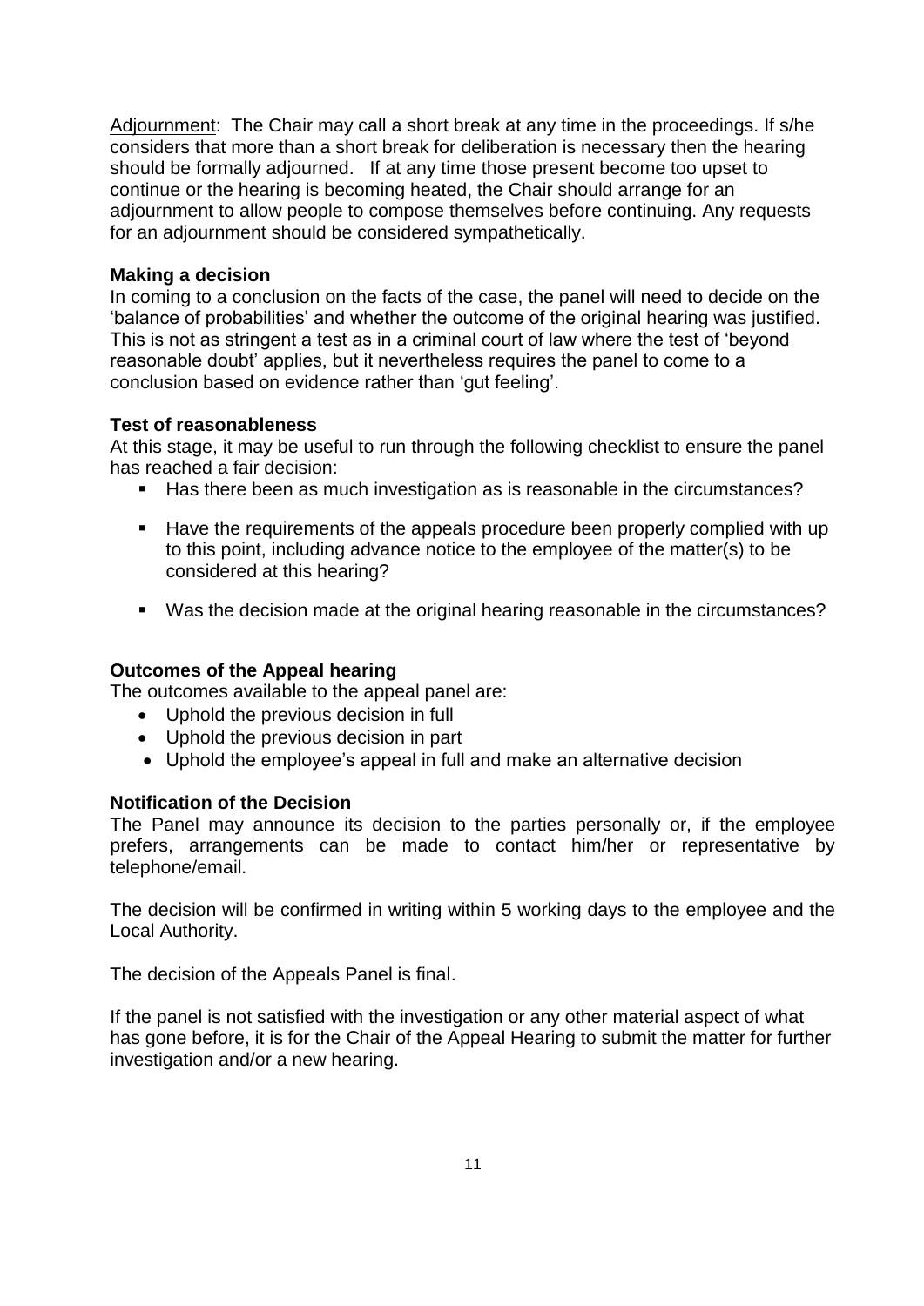Adjournment: The Chair may call a short break at any time in the proceedings. If s/he considers that more than a short break for deliberation is necessary then the hearing should be formally adjourned. If at any time those present become too upset to continue or the hearing is becoming heated, the Chair should arrange for an adjournment to allow people to compose themselves before continuing. Any requests for an adjournment should be considered sympathetically.

**Making a decision**

In coming to a conclusion on the facts of the case, the panel will need to decide on the 'balance of probabilities' and whether the outcome of the original hearing was justified. This is not as stringent a test as in a criminal court of law where the test of 'beyond reasonable doubt' applies, but it nevertheless requires the panel to come to a conclusion based on evidence rather than 'gut feeling'.

**Test of reasonableness**

At this stage, it may be useful to run through the following checklist to ensure the panel has reached a fair decision:

- Has there been as much investigation as is reasonable in the circumstances?
- Have the requirements of the appeals procedure been properly complied with up to this point, including advance notice to the employee of the matter(s) to be considered at this hearing?
- Was the decision made at the original hearing reasonable in the circumstances?

**Outcomes of the Appeal hearing**

The outcomes available to the appeal panel are:

- Uphold the previous decision in full
- Uphold the previous decision in part
- Uphold the employee's appeal in full and make an alternative decision

**Notification of the Decision**

The Panel may announce its decision to the parties personally or, if the employee prefers, arrangements can be made to contact him/her or representative by telephone/email.

The decision will be confirmed in writing within 5 working days to the employee and the Local Authority.

The decision of the Appeals Panel is final.

If the panel is not satisfied with the investigation or any other material aspect of what has gone before, it is for the Chair of the Appeal Hearing to submit the matter for further investigation and/or a new hearing.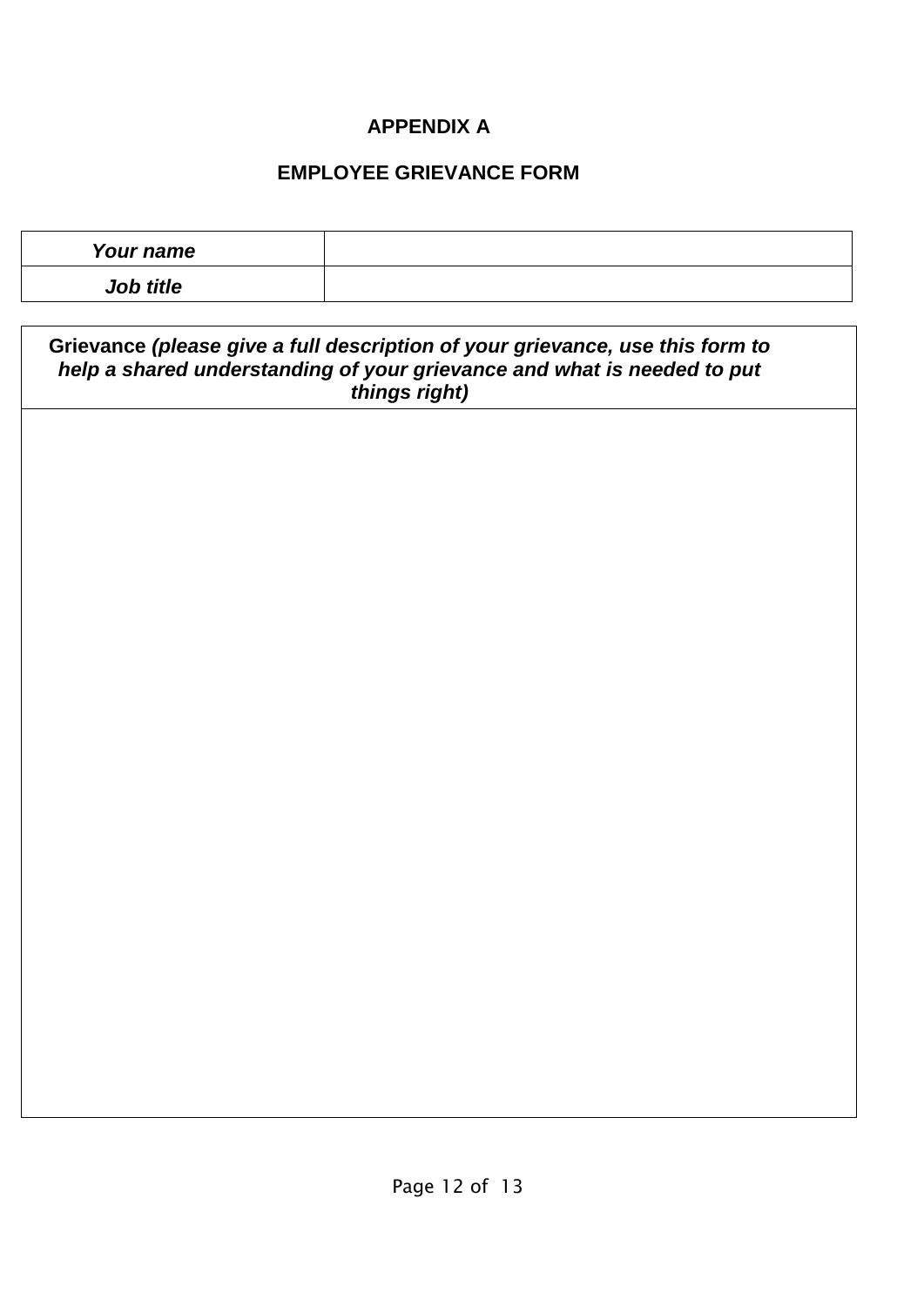# APPENDIX A

## EMPLOYEE GRIEVANCE FORM

| | |
|---|---|
| ***Your name*** | |
| ***Job title*** | |

| **Grievance** ***(please give a full description of your grievance, use this form to help a shared understanding of your grievance and what is needed to put things right)*** |
|---|
| |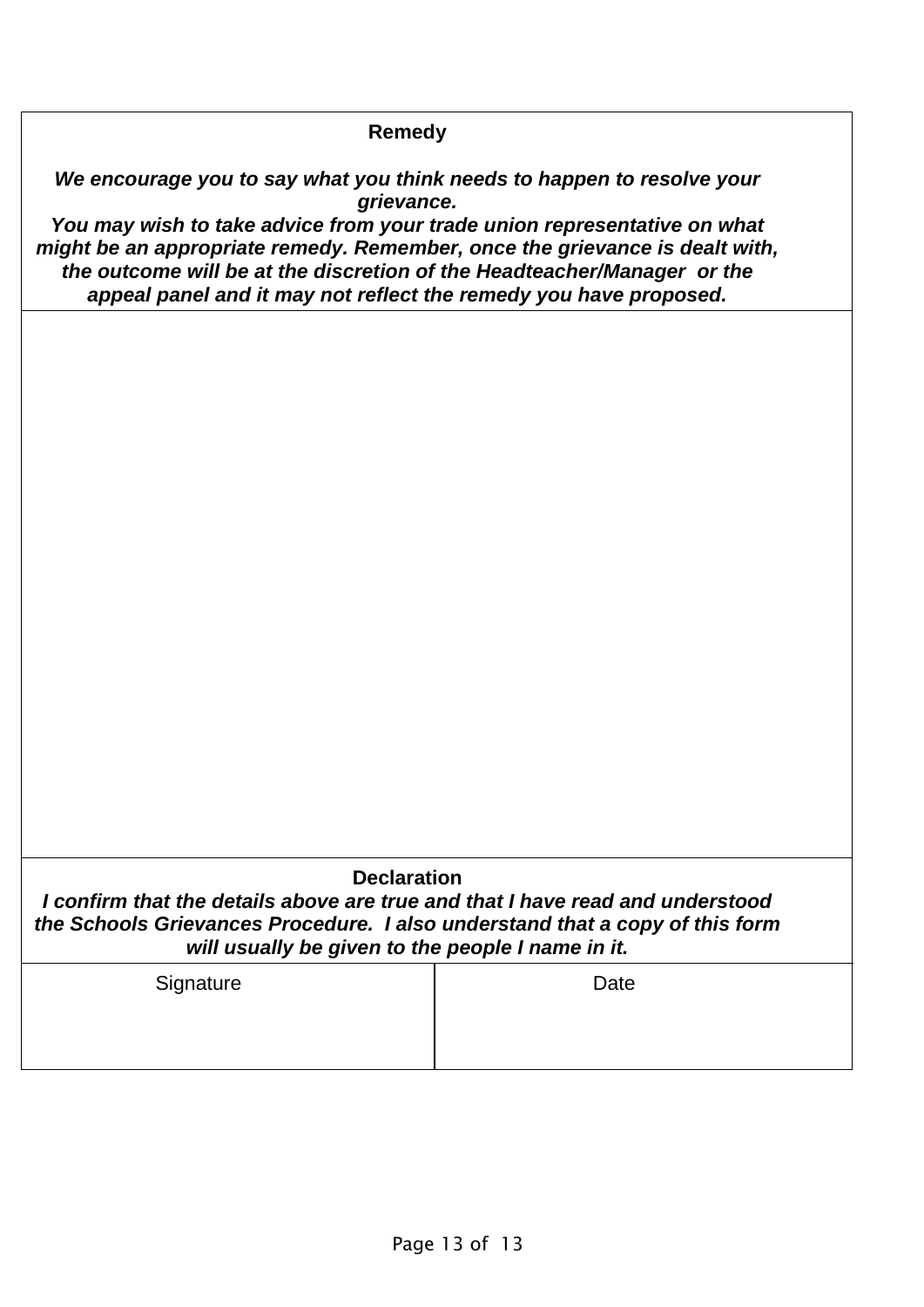| Remedy |
| --- |
| ***We encourage you to say what you think needs to happen to resolve your grievance.*** ***You may wish to take advice from your trade union representative on what might be an appropriate remedy. Remember, once the grievance is dealt with, the outcome will be at the discretion of the Headteacher/Manager or the appeal panel and it may not reflect the remedy you have proposed.*** |
| |

| Declaration | |
| --- | --- |
| ***I confirm that the details above are true and that I have read and understood the Schools Grievances Procedure. I also understand that a copy of this form will usually be given to the people I name in it.*** | |
| Signature | Date |